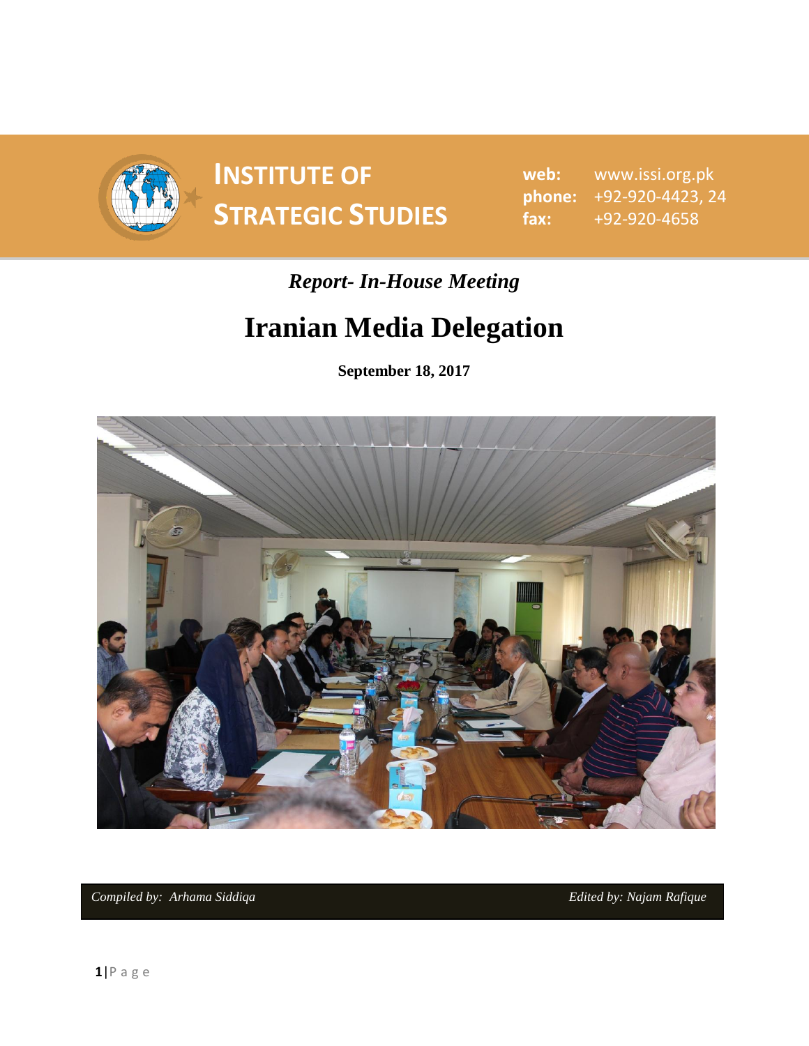# INSTITUTE OF STRATEGIC STUDIES

**web:** www.issi.org.pk
**phone:** +92-920-4423, 24
**fax:** +92-920-4658

*Report- In-House Meeting*

# Iranian Media Delegation

**September 18, 2017**

*Compiled by: Arhama Siddiqa* *Edited by: Najam Rafique*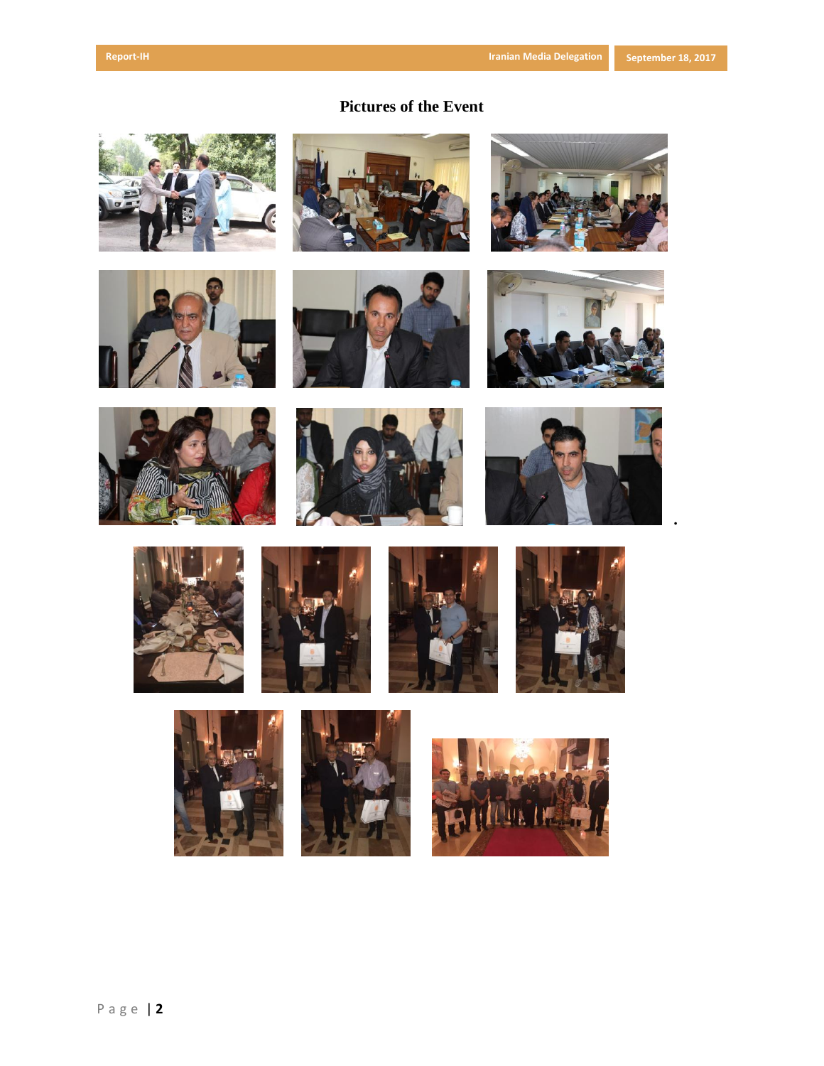# Pictures of the Event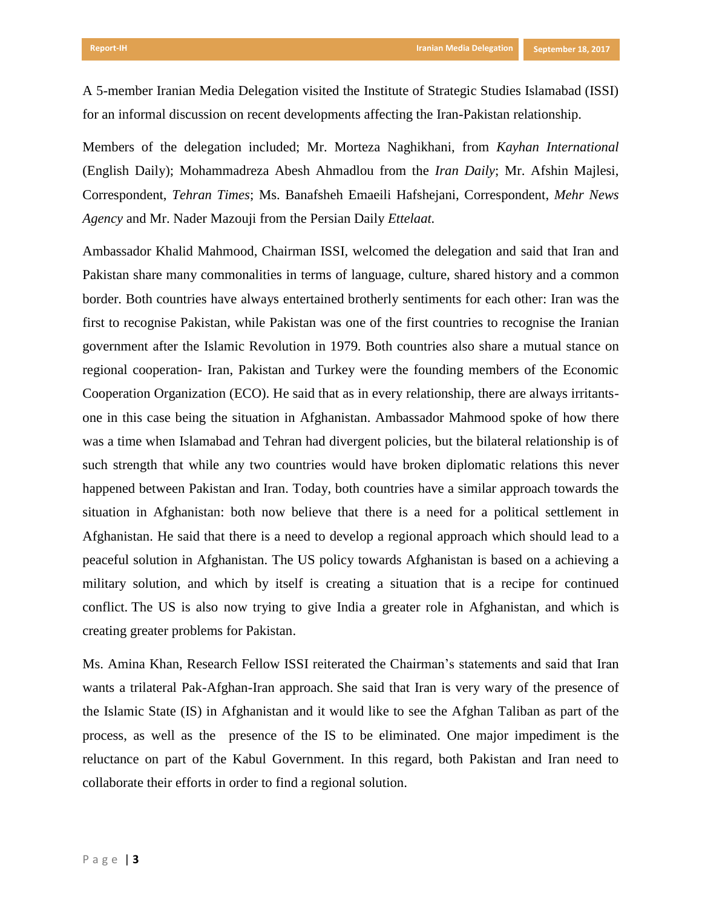A 5-member Iranian Media Delegation visited the Institute of Strategic Studies Islamabad (ISSI) for an informal discussion on recent developments affecting the Iran-Pakistan relationship.

Members of the delegation included; Mr. Morteza Naghikhani, from *Kayhan International* (English Daily); Mohammadreza Abesh Ahmadlou from the *Iran Daily*; Mr. Afshin Majlesi, Correspondent, *Tehran Times*; Ms. Banafsheh Emaeili Hafshejani, Correspondent, *Mehr News Agency* and Mr. Nader Mazouji from the Persian Daily *Ettelaat.*

Ambassador Khalid Mahmood, Chairman ISSI, welcomed the delegation and said that Iran and Pakistan share many commonalities in terms of language, culture, shared history and a common border. Both countries have always entertained brotherly sentiments for each other: Iran was the first to recognise Pakistan, while Pakistan was one of the first countries to recognise the Iranian government after the Islamic Revolution in 1979. Both countries also share a mutual stance on regional cooperation- Iran, Pakistan and Turkey were the founding members of the Economic Cooperation Organization (ECO). He said that as in every relationship, there are always irritants- one in this case being the situation in Afghanistan. Ambassador Mahmood spoke of how there was a time when Islamabad and Tehran had divergent policies, but the bilateral relationship is of such strength that while any two countries would have broken diplomatic relations this never happened between Pakistan and Iran. Today, both countries have a similar approach towards the situation in Afghanistan: both now believe that there is a need for a political settlement in Afghanistan. He said that there is a need to develop a regional approach which should lead to a peaceful solution in Afghanistan. The US policy towards Afghanistan is based on a achieving a military solution, and which by itself is creating a situation that is a recipe for continued conflict. The US is also now trying to give India a greater role in Afghanistan, and which is creating greater problems for Pakistan.

Ms. Amina Khan, Research Fellow ISSI reiterated the Chairman's statements and said that Iran wants a trilateral Pak-Afghan-Iran approach. She said that Iran is very wary of the presence of the Islamic State (IS) in Afghanistan and it would like to see the Afghan Taliban as part of the process, as well as the presence of the IS to be eliminated. One major impediment is the reluctance on part of the Kabul Government. In this regard, both Pakistan and Iran need to collaborate their efforts in order to find a regional solution.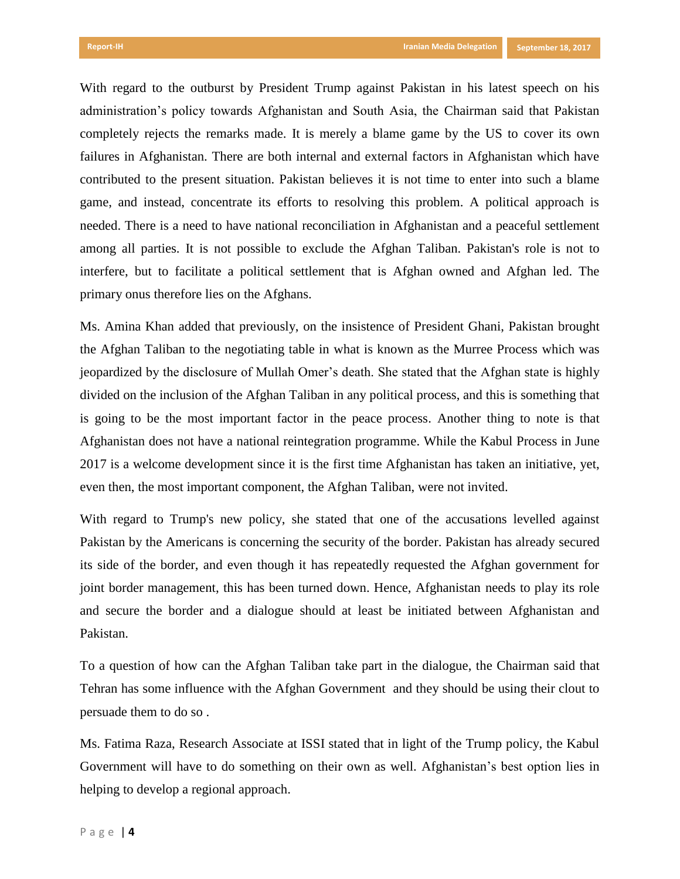With regard to the outburst by President Trump against Pakistan in his latest speech on his administration's policy towards Afghanistan and South Asia, the Chairman said that Pakistan completely rejects the remarks made. It is merely a blame game by the US to cover its own failures in Afghanistan. There are both internal and external factors in Afghanistan which have contributed to the present situation. Pakistan believes it is not time to enter into such a blame game, and instead, concentrate its efforts to resolving this problem. A political approach is needed. There is a need to have national reconciliation in Afghanistan and a peaceful settlement among all parties. It is not possible to exclude the Afghan Taliban. Pakistan's role is not to interfere, but to facilitate a political settlement that is Afghan owned and Afghan led. The primary onus therefore lies on the Afghans.

Ms. Amina Khan added that previously, on the insistence of President Ghani, Pakistan brought the Afghan Taliban to the negotiating table in what is known as the Murree Process which was jeopardized by the disclosure of Mullah Omer's death. She stated that the Afghan state is highly divided on the inclusion of the Afghan Taliban in any political process, and this is something that is going to be the most important factor in the peace process. Another thing to note is that Afghanistan does not have a national reintegration programme. While the Kabul Process in June 2017 is a welcome development since it is the first time Afghanistan has taken an initiative, yet, even then, the most important component, the Afghan Taliban, were not invited.

With regard to Trump's new policy, she stated that one of the accusations levelled against Pakistan by the Americans is concerning the security of the border. Pakistan has already secured its side of the border, and even though it has repeatedly requested the Afghan government for joint border management, this has been turned down. Hence, Afghanistan needs to play its role and secure the border and a dialogue should at least be initiated between Afghanistan and Pakistan.

To a question of how can the Afghan Taliban take part in the dialogue, the Chairman said that Tehran has some influence with the Afghan Government and they should be using their clout to persuade them to do so .

Ms. Fatima Raza, Research Associate at ISSI stated that in light of the Trump policy, the Kabul Government will have to do something on their own as well. Afghanistan's best option lies in helping to develop a regional approach.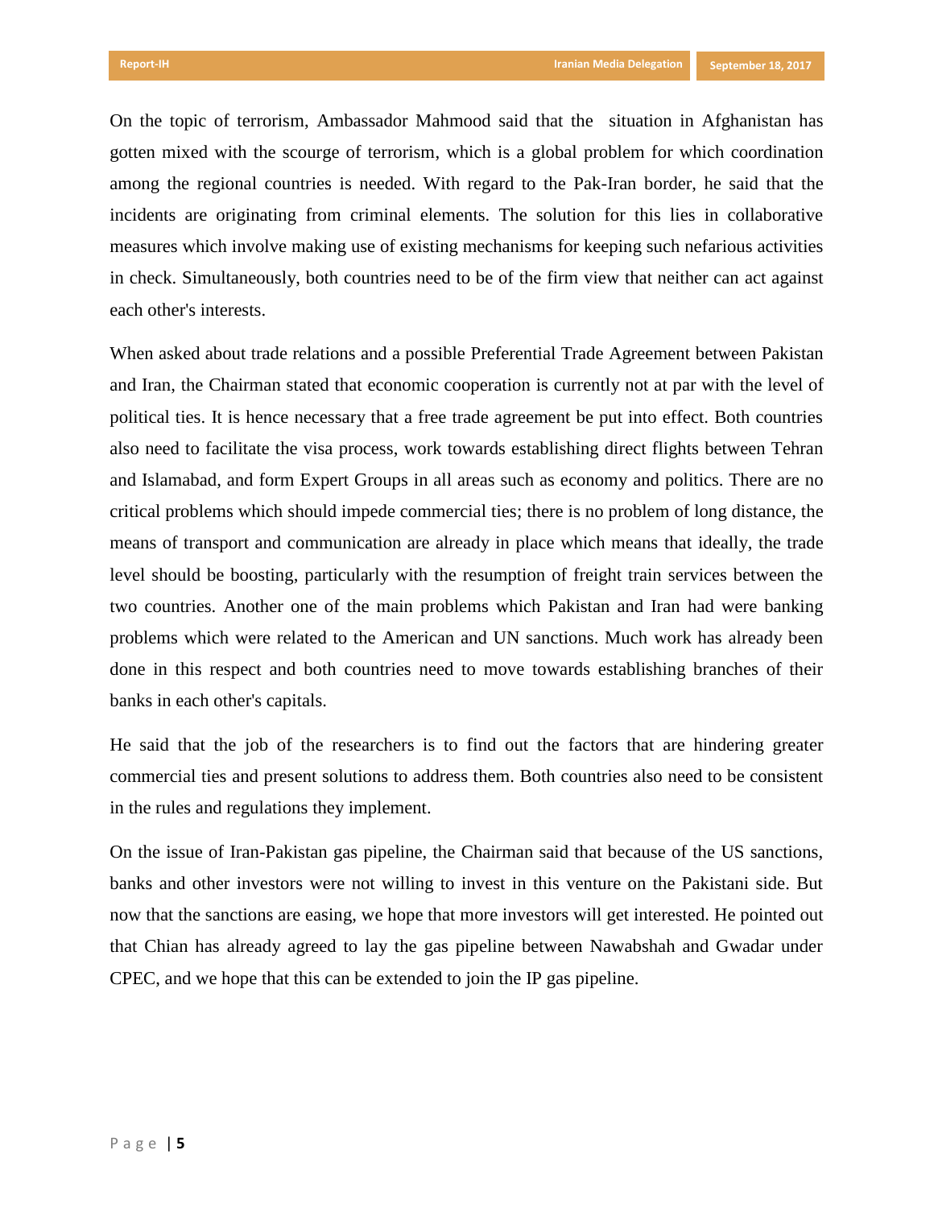On the topic of terrorism, Ambassador Mahmood said that the situation in Afghanistan has gotten mixed with the scourge of terrorism, which is a global problem for which coordination among the regional countries is needed. With regard to the Pak-Iran border, he said that the incidents are originating from criminal elements. The solution for this lies in collaborative measures which involve making use of existing mechanisms for keeping such nefarious activities in check. Simultaneously, both countries need to be of the firm view that neither can act against each other's interests.

When asked about trade relations and a possible Preferential Trade Agreement between Pakistan and Iran, the Chairman stated that economic cooperation is currently not at par with the level of political ties. It is hence necessary that a free trade agreement be put into effect. Both countries also need to facilitate the visa process, work towards establishing direct flights between Tehran and Islamabad, and form Expert Groups in all areas such as economy and politics. There are no critical problems which should impede commercial ties; there is no problem of long distance, the means of transport and communication are already in place which means that ideally, the trade level should be boosting, particularly with the resumption of freight train services between the two countries. Another one of the main problems which Pakistan and Iran had were banking problems which were related to the American and UN sanctions. Much work has already been done in this respect and both countries need to move towards establishing branches of their banks in each other's capitals.

He said that the job of the researchers is to find out the factors that are hindering greater commercial ties and present solutions to address them. Both countries also need to be consistent in the rules and regulations they implement.

On the issue of Iran-Pakistan gas pipeline, the Chairman said that because of the US sanctions, banks and other investors were not willing to invest in this venture on the Pakistani side. But now that the sanctions are easing, we hope that more investors will get interested. He pointed out that Chian has already agreed to lay the gas pipeline between Nawabshah and Gwadar under CPEC, and we hope that this can be extended to join the IP gas pipeline.